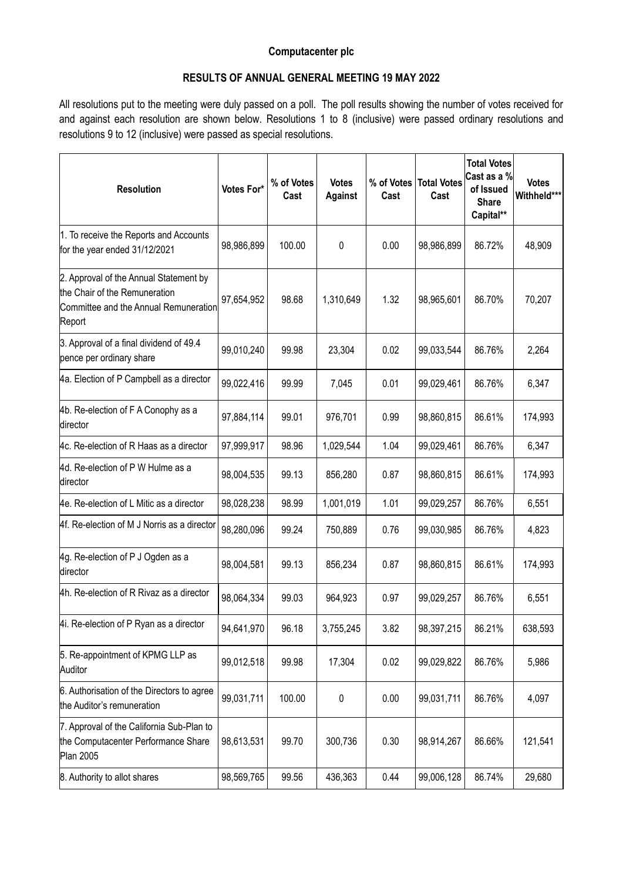**Computacenter plc**

**RESULTS OF ANNUAL GENERAL MEETING 19 MAY 2022**

All resolutions put to the meeting were duly passed on a poll. The poll results showing the number of votes received for and against each resolution are shown below. Resolutions 1 to 8 (inclusive) were passed ordinary resolutions and resolutions 9 to 12 (inclusive) were passed as special resolutions.

| Resolution | Votes For* | % of Votes Cast | Votes Against | % of Votes Cast | Total Votes Cast | Total Votes Cast as a % of Issued Share Capital** | Votes Withheld*** |
|---|---|---|---|---|---|---|---|
| 1. To receive the Reports and Accounts for the year ended 31/12/2021 | 98,986,899 | 100.00 | 0 | 0.00 | 98,986,899 | 86.72% | 48,909 |
| 2. Approval of the Annual Statement by the Chair of the Remuneration Committee and the Annual Remuneration Report | 97,654,952 | 98.68 | 1,310,649 | 1.32 | 98,965,601 | 86.70% | 70,207 |
| 3. Approval of a final dividend of 49.4 pence per ordinary share | 99,010,240 | 99.98 | 23,304 | 0.02 | 99,033,544 | 86.76% | 2,264 |
| 4a. Election of P Campbell as a director | 99,022,416 | 99.99 | 7,045 | 0.01 | 99,029,461 | 86.76% | 6,347 |
| 4b. Re-election of F A Conophy as a director | 97,884,114 | 99.01 | 976,701 | 0.99 | 98,860,815 | 86.61% | 174,993 |
| 4c. Re-election of R Haas as a director | 97,999,917 | 98.96 | 1,029,544 | 1.04 | 99,029,461 | 86.76% | 6,347 |
| 4d. Re-election of P W Hulme as a director | 98,004,535 | 99.13 | 856,280 | 0.87 | 98,860,815 | 86.61% | 174,993 |
| 4e. Re-election of L Mitic as a director | 98,028,238 | 98.99 | 1,001,019 | 1.01 | 99,029,257 | 86.76% | 6,551 |
| 4f. Re-election of M J Norris as a director | 98,280,096 | 99.24 | 750,889 | 0.76 | 99,030,985 | 86.76% | 4,823 |
| 4g. Re-election of P J Ogden as a director | 98,004,581 | 99.13 | 856,234 | 0.87 | 98,860,815 | 86.61% | 174,993 |
| 4h. Re-election of R Rivaz as a director | 98,064,334 | 99.03 | 964,923 | 0.97 | 99,029,257 | 86.76% | 6,551 |
| 4i. Re-election of P Ryan as a director | 94,641,970 | 96.18 | 3,755,245 | 3.82 | 98,397,215 | 86.21% | 638,593 |
| 5. Re-appointment of KPMG LLP as Auditor | 99,012,518 | 99.98 | 17,304 | 0.02 | 99,029,822 | 86.76% | 5,986 |
| 6. Authorisation of the Directors to agree the Auditor's remuneration | 99,031,711 | 100.00 | 0 | 0.00 | 99,031,711 | 86.76% | 4,097 |
| 7. Approval of the California Sub-Plan to the Computacenter Performance Share Plan 2005 | 98,613,531 | 99.70 | 300,736 | 0.30 | 98,914,267 | 86.66% | 121,541 |
| 8. Authority to allot shares | 98,569,765 | 99.56 | 436,363 | 0.44 | 99,006,128 | 86.74% | 29,680 |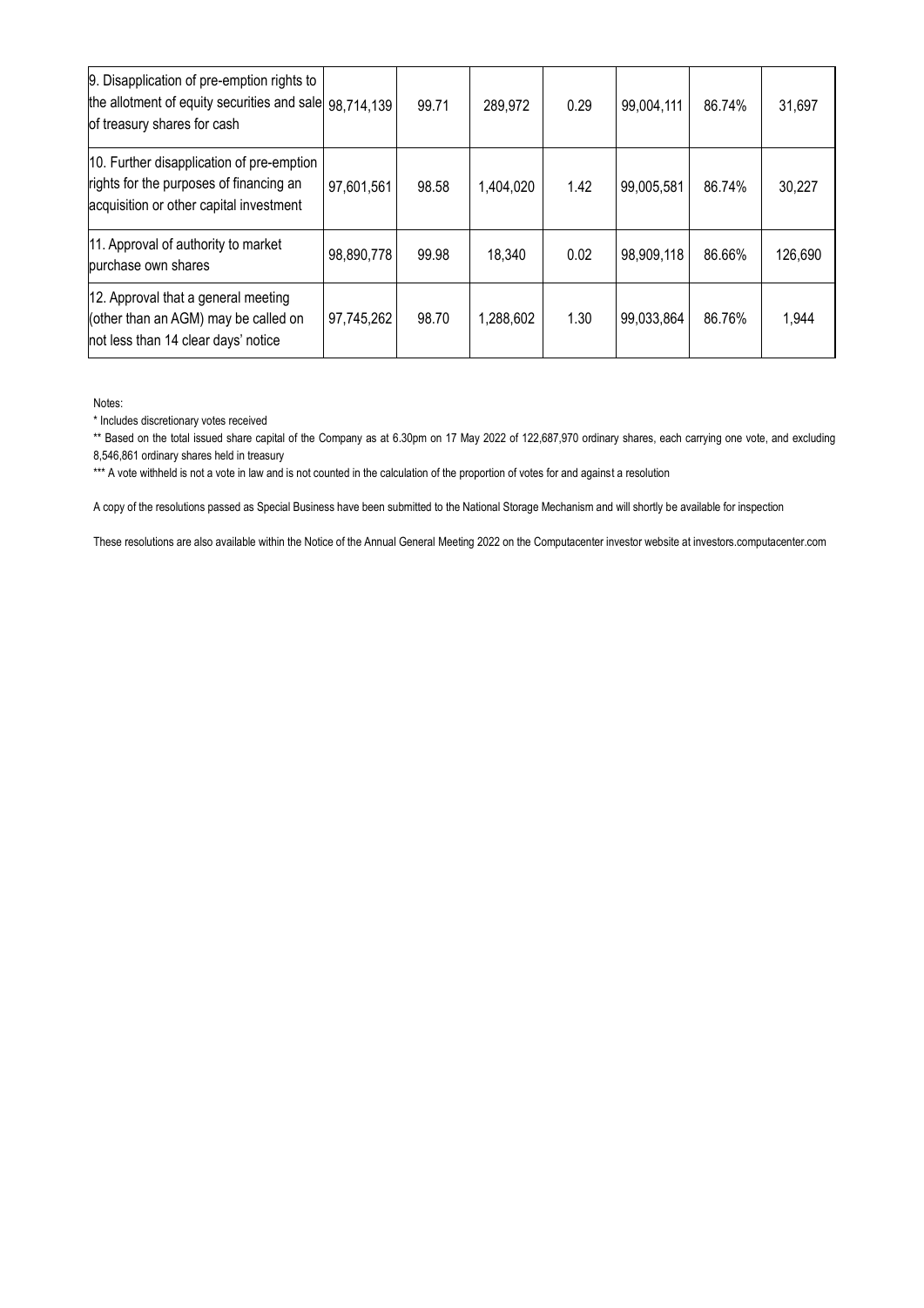| | | | | | | | |
|---|---|---|---|---|---|---|---|
| 9. Disapplication of pre-emption rights to the allotment of equity securities and sale of treasury shares for cash | 98,714,139 | 99.71 | 289,972 | 0.29 | 99,004,111 | 86.74% | 31,697 |
| 10. Further disapplication of pre-emption rights for the purposes of financing an acquisition or other capital investment | 97,601,561 | 98.58 | 1,404,020 | 1.42 | 99,005,581 | 86.74% | 30,227 |
| 11. Approval of authority to market purchase own shares | 98,890,778 | 99.98 | 18,340 | 0.02 | 98,909,118 | 86.66% | 126,690 |
| 12. Approval that a general meeting (other than an AGM) may be called on not less than 14 clear days' notice | 97,745,262 | 98.70 | 1,288,602 | 1.30 | 99,033,864 | 86.76% | 1,944 |

Notes:

* Includes discretionary votes received

** Based on the total issued share capital of the Company as at 6.30pm on 17 May 2022 of 122,687,970 ordinary shares, each carrying one vote, and excluding 8,546,861 ordinary shares held in treasury

*** A vote withheld is not a vote in law and is not counted in the calculation of the proportion of votes for and against a resolution

A copy of the resolutions passed as Special Business have been submitted to the National Storage Mechanism and will shortly be available for inspection

These resolutions are also available within the Notice of the Annual General Meeting 2022 on the Computacenter investor website at investors.computacenter.com